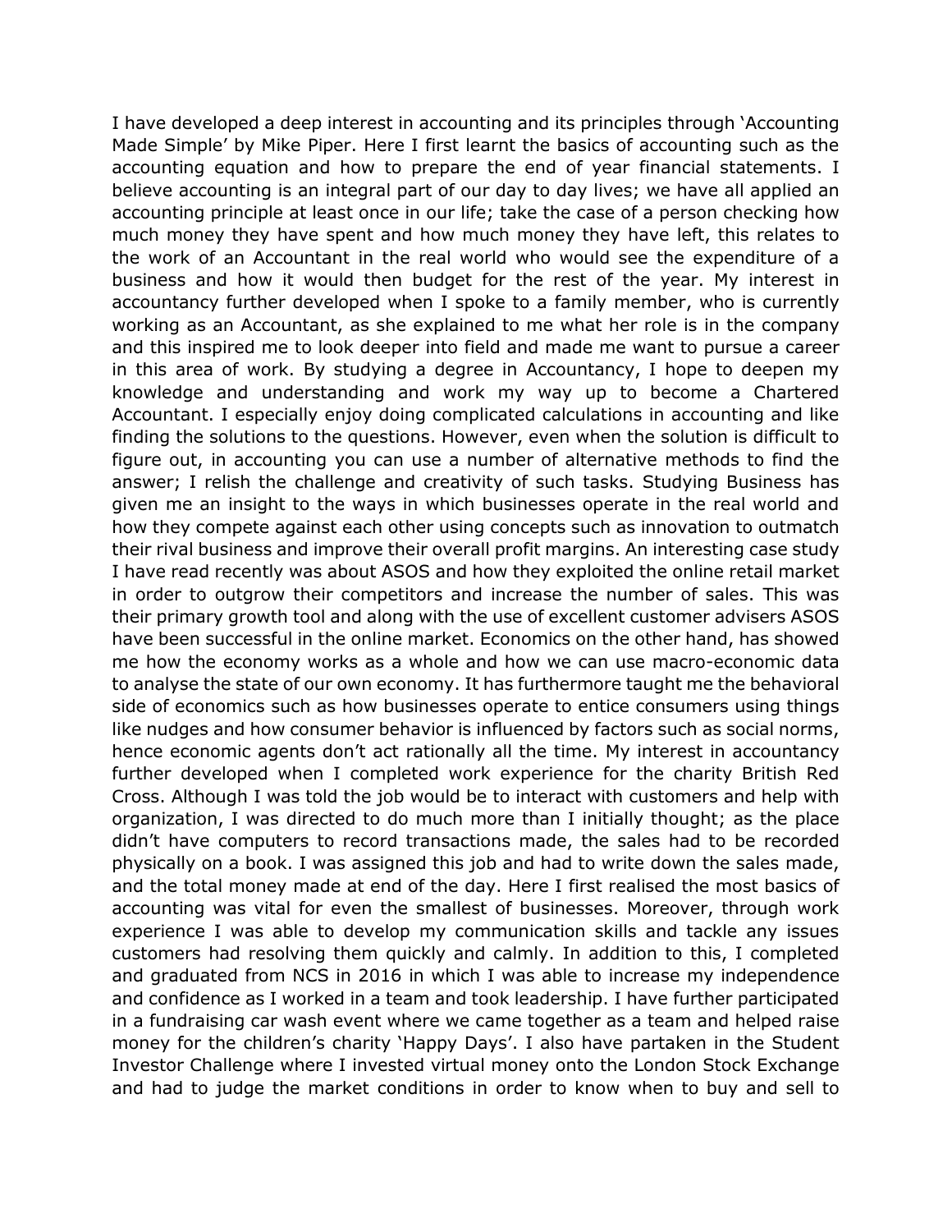I have developed a deep interest in accounting and its principles through 'Accounting Made Simple' by Mike Piper. Here I first learnt the basics of accounting such as the accounting equation and how to prepare the end of year financial statements. I believe accounting is an integral part of our day to day lives; we have all applied an accounting principle at least once in our life; take the case of a person checking how much money they have spent and how much money they have left, this relates to the work of an Accountant in the real world who would see the expenditure of a business and how it would then budget for the rest of the year. My interest in accountancy further developed when I spoke to a family member, who is currently working as an Accountant, as she explained to me what her role is in the company and this inspired me to look deeper into field and made me want to pursue a career in this area of work. By studying a degree in Accountancy, I hope to deepen my knowledge and understanding and work my way up to become a Chartered Accountant. I especially enjoy doing complicated calculations in accounting and like finding the solutions to the questions. However, even when the solution is difficult to figure out, in accounting you can use a number of alternative methods to find the answer; I relish the challenge and creativity of such tasks. Studying Business has given me an insight to the ways in which businesses operate in the real world and how they compete against each other using concepts such as innovation to outmatch their rival business and improve their overall profit margins. An interesting case study I have read recently was about ASOS and how they exploited the online retail market in order to outgrow their competitors and increase the number of sales. This was their primary growth tool and along with the use of excellent customer advisers ASOS have been successful in the online market. Economics on the other hand, has showed me how the economy works as a whole and how we can use macro-economic data to analyse the state of our own economy. It has furthermore taught me the behavioral side of economics such as how businesses operate to entice consumers using things like nudges and how consumer behavior is influenced by factors such as social norms, hence economic agents don't act rationally all the time. My interest in accountancy further developed when I completed work experience for the charity British Red Cross. Although I was told the job would be to interact with customers and help with organization, I was directed to do much more than I initially thought; as the place didn't have computers to record transactions made, the sales had to be recorded physically on a book. I was assigned this job and had to write down the sales made, and the total money made at end of the day. Here I first realised the most basics of accounting was vital for even the smallest of businesses. Moreover, through work experience I was able to develop my communication skills and tackle any issues customers had resolving them quickly and calmly. In addition to this, I completed and graduated from NCS in 2016 in which I was able to increase my independence and confidence as I worked in a team and took leadership. I have further participated in a fundraising car wash event where we came together as a team and helped raise money for the children's charity 'Happy Days'. I also have partaken in the Student Investor Challenge where I invested virtual money onto the London Stock Exchange and had to judge the market conditions in order to know when to buy and sell to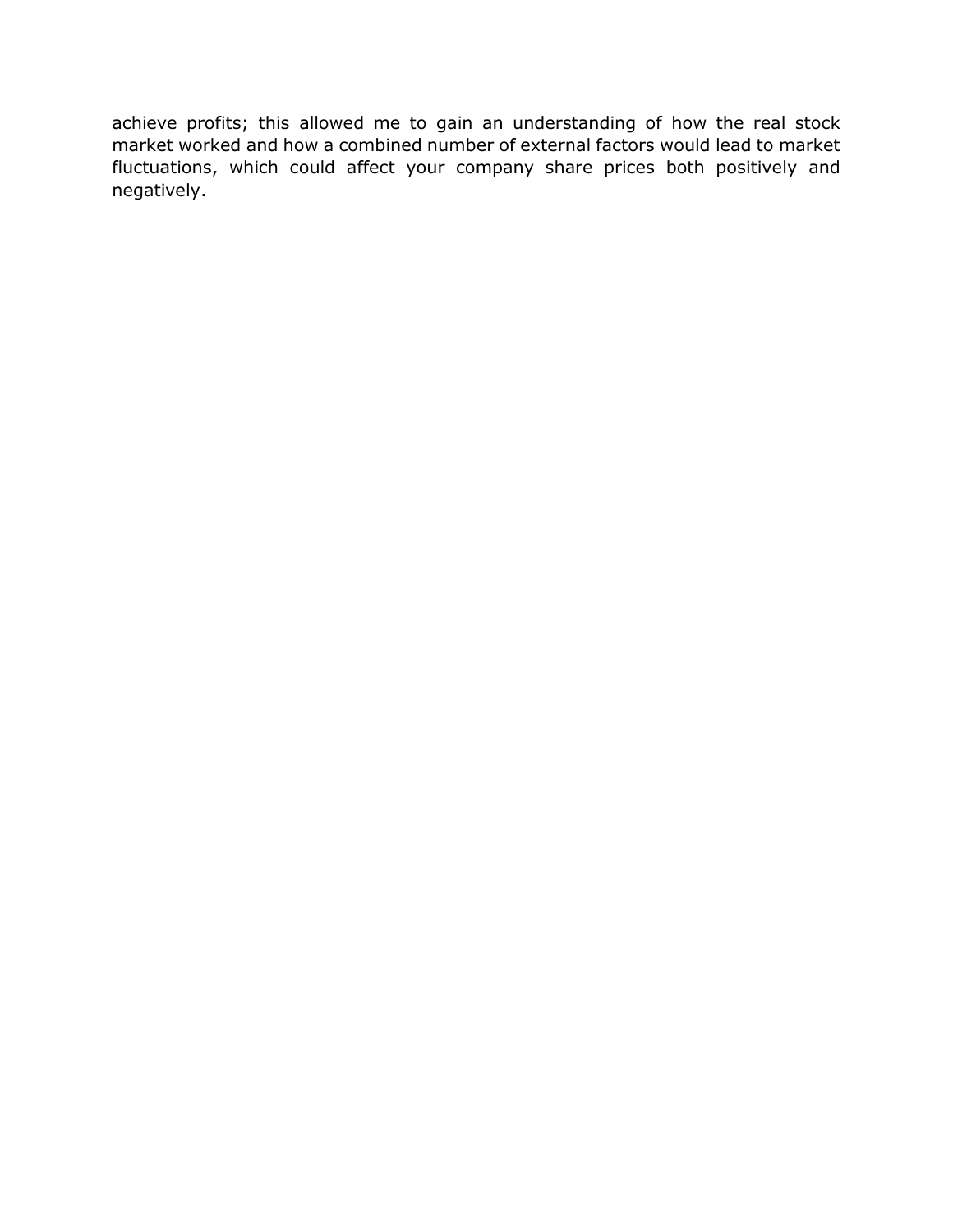achieve profits; this allowed me to gain an understanding of how the real stock market worked and how a combined number of external factors would lead to market fluctuations, which could affect your company share prices both positively and negatively.